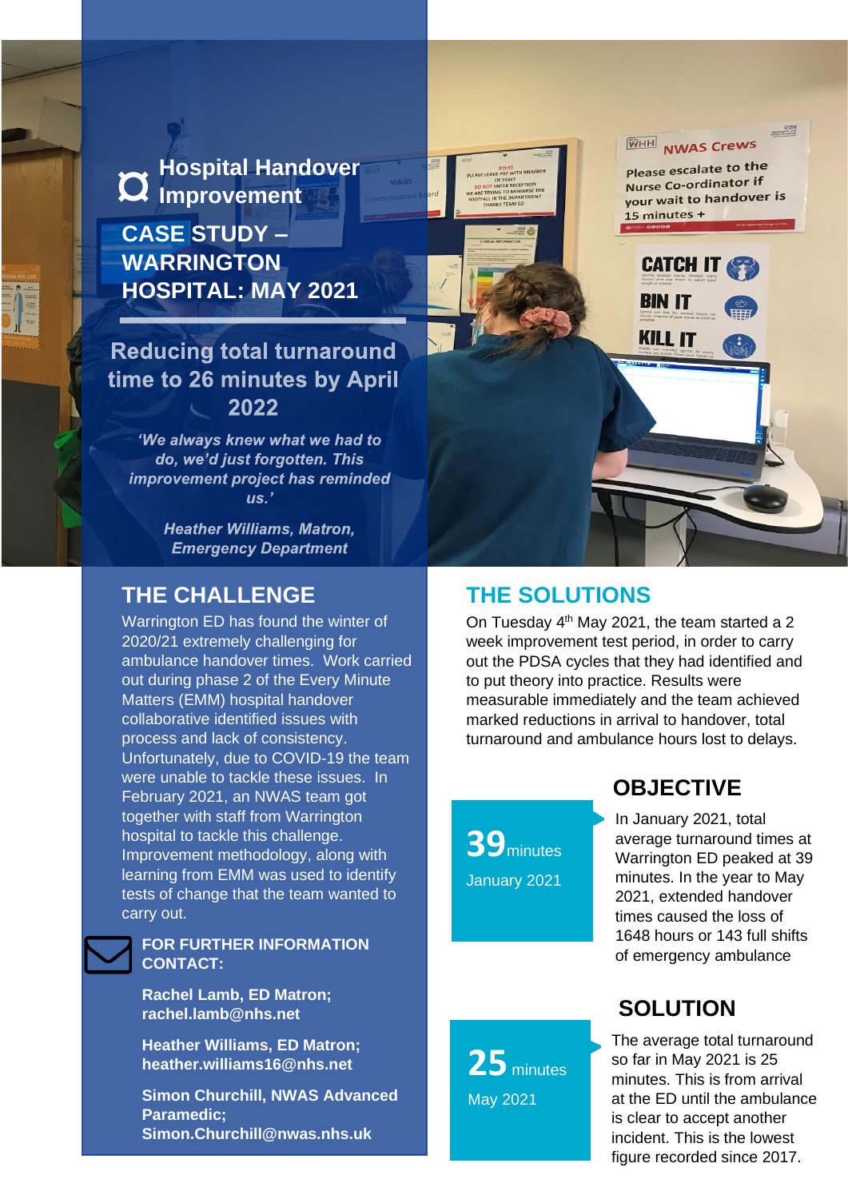# Hospital Handover Improvement

## CASE STUDY – WARRINGTON HOSPITAL: MAY 2021

### Reducing total turnaround time to 26 minutes by April 2022

*'We always knew what we had to do, we'd just forgotten. This improvement project has reminded us.'*

***Heather Williams, Matron, Emergency Department***

## THE CHALLENGE

Warrington ED has found the winter of 2020/21 extremely challenging for ambulance handover times. Work carried out during phase 2 of the Every Minute Matters (EMM) hospital handover collaborative identified issues with process and lack of consistency. Unfortunately, due to COVID-19 the team were unable to tackle these issues. In February 2021, an NWAS team got together with staff from Warrington hospital to tackle this challenge. Improvement methodology, along with learning from EMM was used to identify tests of change that the team wanted to carry out.

**FOR FURTHER INFORMATION CONTACT:**

**Rachel Lamb, ED Matron; rachel.lamb@nhs.net**

**Heather Williams, ED Matron; heather.williams16@nhs.net**

**Simon Churchill, NWAS Advanced Paramedic; Simon.Churchill@nwas.nhs.uk**

## THE SOLUTIONS

On Tuesday 4th May 2021, the team started a 2 week improvement test period, in order to carry out the PDSA cycles that they had identified and to put theory into practice. Results were measurable immediately and the team achieved marked reductions in arrival to handover, total turnaround and ambulance hours lost to delays.

## OBJECTIVE

**39** minutes
January 2021

In January 2021, total average turnaround times at Warrington ED peaked at 39 minutes. In the year to May 2021, extended handover times caused the loss of 1648 hours or 143 full shifts of emergency ambulance

## SOLUTION

**25** minutes
May 2021

The average total turnaround so far in May 2021 is 25 minutes. This is from arrival at the ED until the ambulance is clear to accept another incident. This is the lowest figure recorded since 2017.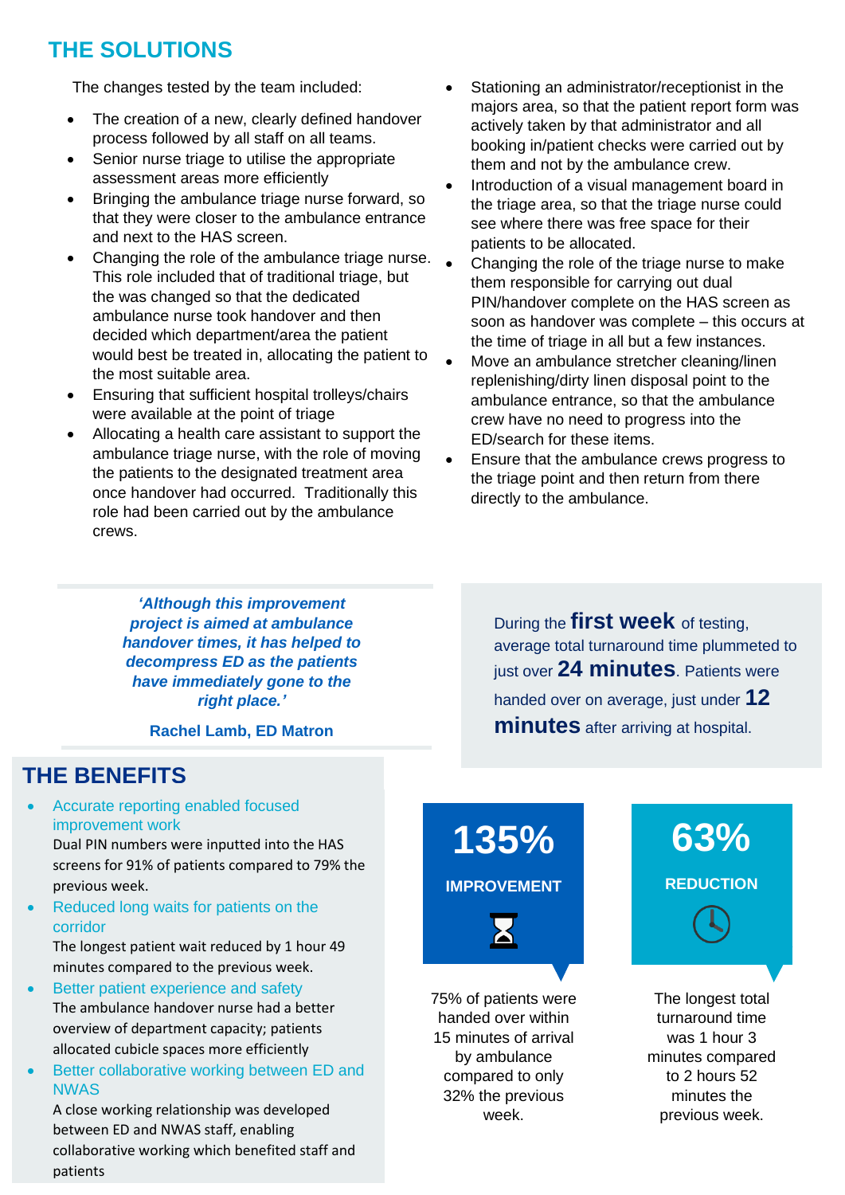## THE SOLUTIONS

The changes tested by the team included:

- The creation of a new, clearly defined handover process followed by all staff on all teams.
- Senior nurse triage to utilise the appropriate assessment areas more efficiently
- Bringing the ambulance triage nurse forward, so that they were closer to the ambulance entrance and next to the HAS screen.
- Changing the role of the ambulance triage nurse. This role included that of traditional triage, but the was changed so that the dedicated ambulance nurse took handover and then decided which department/area the patient would best be treated in, allocating the patient to the most suitable area.
- Ensuring that sufficient hospital trolleys/chairs were available at the point of triage
- Allocating a health care assistant to support the ambulance triage nurse, with the role of moving the patients to the designated treatment area once handover had occurred. Traditionally this role had been carried out by the ambulance crews.
- Stationing an administrator/receptionist in the majors area, so that the patient report form was actively taken by that administrator and all booking in/patient checks were carried out by them and not by the ambulance crew.
- Introduction of a visual management board in the triage area, so that the triage nurse could see where there was free space for their patients to be allocated.
- Changing the role of the triage nurse to make them responsible for carrying out dual PIN/handover complete on the HAS screen as soon as handover was complete – this occurs at the time of triage in all but a few instances.
- Move an ambulance stretcher cleaning/linen replenishing/dirty linen disposal point to the ambulance entrance, so that the ambulance crew have no need to progress into the ED/search for these items.
- Ensure that the ambulance crews progress to the triage point and then return from there directly to the ambulance.

***'Although this improvement project is aimed at ambulance handover times, it has helped to decompress ED as the patients have immediately gone to the right place.'***

**Rachel Lamb, ED Matron**

During the **first week** of testing, average total turnaround time plummeted to just over **24 minutes**. Patients were handed over on average, just under **12 minutes** after arriving at hospital.

## THE BENEFITS

- **Accurate reporting enabled focused improvement work**
  Dual PIN numbers were inputted into the HAS screens for 91% of patients compared to 79% the previous week.
- **Reduced long waits for patients on the corridor**
  The longest patient wait reduced by 1 hour 49 minutes compared to the previous week.
- **Better patient experience and safety**
  The ambulance handover nurse had a better overview of department capacity; patients allocated cubicle spaces more efficiently
- **Better collaborative working between ED and NWAS**
  A close working relationship was developed between ED and NWAS staff, enabling collaborative working which benefited staff and patients

**135%**

**IMPROVEMENT**

75% of patients were handed over within 15 minutes of arrival by ambulance compared to only 32% the previous week.

**63%**

**REDUCTION**

The longest total turnaround time was 1 hour 3 minutes compared to 2 hours 52 minutes the previous week.